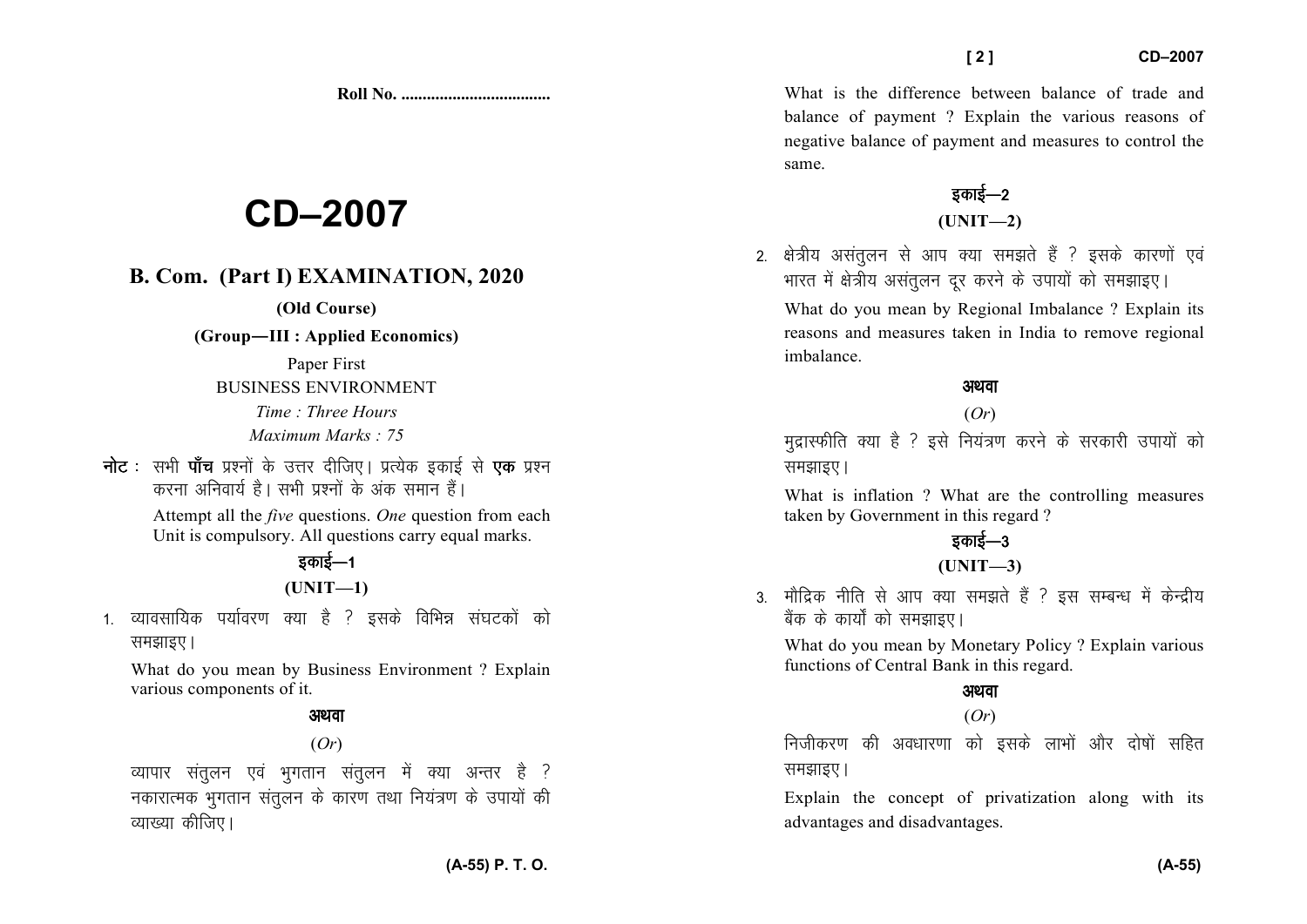**Roll No. ..................................**

# CD–2007

## B. Com. (Part I) EXAMINATION, 2020

**(Old Course)**

**(Group—III : Applied Economics)**

Paper First

BUSINESS ENVIRONMENT

*Time : Three Hours*

*Maximum Marks : 75*

**नोट :** सभी **पाँच** प्रश्नों के उत्तर दीजिए। प्रत्येक इकाई से **एक** प्रश्न करना अनिवार्य है। सभी प्रश्नों के अंक समान हैं।

Attempt all the *five* questions. *One* question from each Unit is compulsory. All questions carry equal marks.

### इकाई—1

### (UNIT—1)

1. व्यावसायिक पर्यावरण क्या है ? इसके विभिन्न संघटकों को समझाइए।

   What do you mean by Business Environment ? Explain various components of it.

   **अथवा**

   (*Or*)

   व्यापार संतुलन एवं भुगतान संतुलन में क्या अन्तर है ? नकारात्मक भुगतान संतुलन के कारण तथा नियंत्रण के उपायों की व्याख्या कीजिए।

   What is the difference between balance of trade and balance of payment ? Explain the various reasons of negative balance of payment and measures to control the same.

### इकाई—2

### (UNIT—2)

2. क्षेत्रीय असंतुलन से आप क्या समझते हैं ? इसके कारणों एवं भारत में क्षेत्रीय असंतुलन दूर करने के उपायों को समझाइए।

   What do you mean by Regional Imbalance ? Explain its reasons and measures taken in India to remove regional imbalance.

   **अथवा**

   (*Or*)

   मुद्रास्फीति क्या है ? इसे नियंत्रण करने के सरकारी उपायों को समझाइए।

   What is inflation ? What are the controlling measures taken by Government in this regard ?

### इकाई—3

### (UNIT—3)

3. मौद्रिक नीति से आप क्या समझते हैं ? इस सम्बन्ध में केन्द्रीय बैंक के कार्यों को समझाइए।

   What do you mean by Monetary Policy ? Explain various functions of Central Bank in this regard.

   **अथवा**

   (*Or*)

   निजीकरण की अवधारणा को इसके लाभों और दोषों सहित समझाइए।

   Explain the concept of privatization along with its advantages and disadvantages.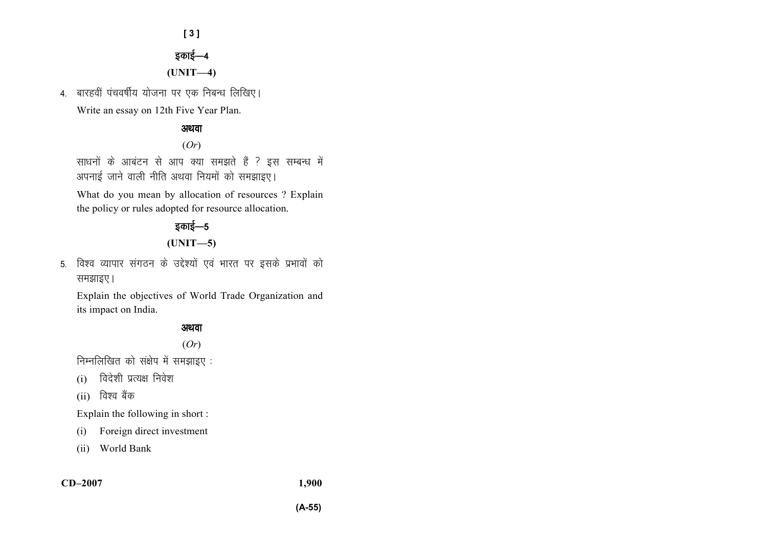## इकाई—4

## (UNIT—4)

4. बारहवीं पंचवर्षीय योजना पर एक निबन्ध लिखिए।

   Write an essay on 12th Five Year Plan.

   **अथवा**

   (*Or*)

   साधनों के आबंटन से आप क्या समझते हैं ? इस सम्बन्ध में अपनाई जाने वाली नीति अथवा नियमों को समझाइए।

   What do you mean by allocation of resources ? Explain the policy or rules adopted for resource allocation.

## इकाई—5

## (UNIT—5)

5. विश्व व्यापार संगठन के उद्देश्यों एवं भारत पर इसके प्रभावों को समझाइए।

   Explain the objectives of World Trade Organization and its impact on India.

   **अथवा**

   (*Or*)

   निम्नलिखित को संक्षेप में समझाइए :

   (i) विदेशी प्रत्यक्ष निवेश

   (ii) विश्व बैंक

   Explain the following in short :

   (i) Foreign direct investment

   (ii) World Bank

**CD–2007** **1,900**